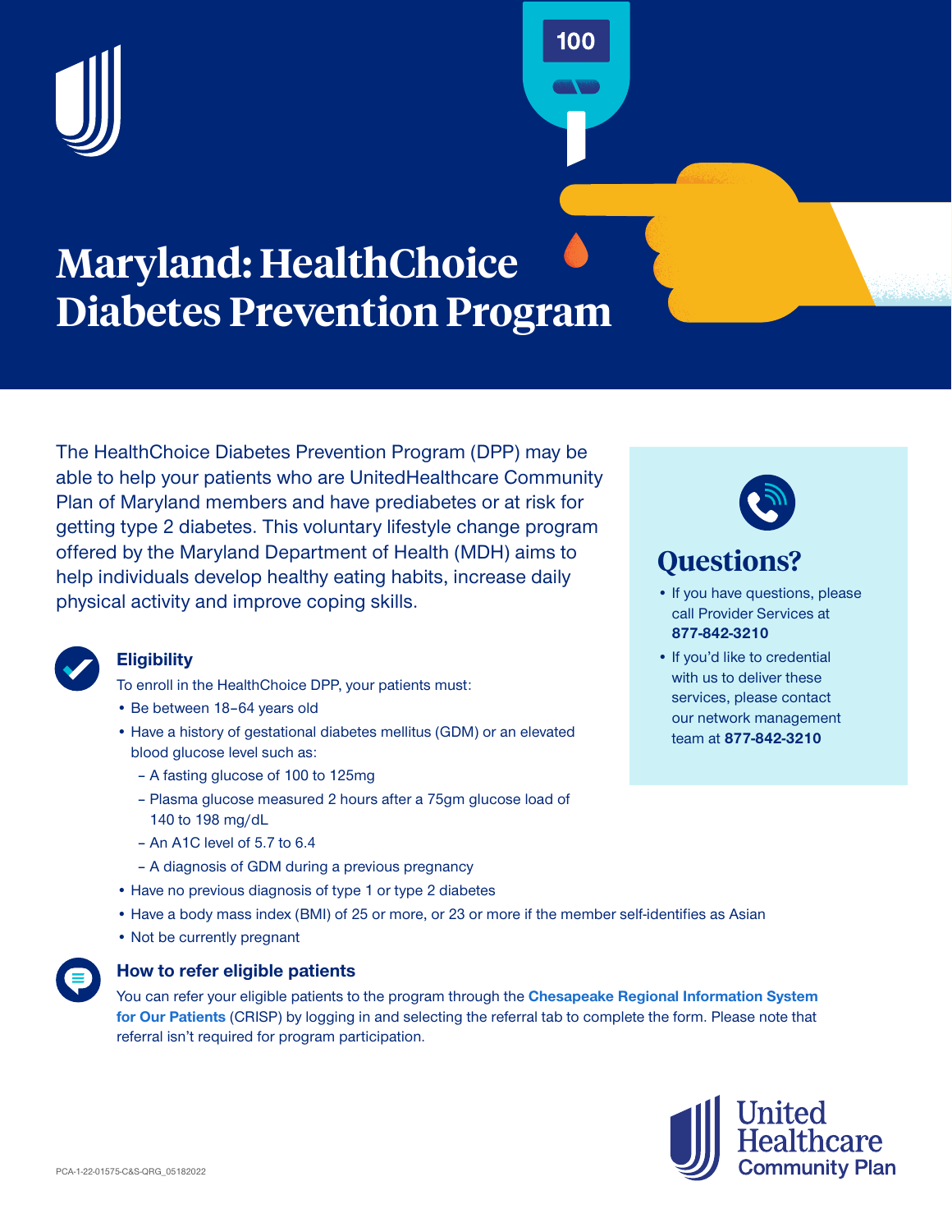# Maryland: HealthChoice Diabetes Prevention Program

The HealthChoice Diabetes Prevention Program (DPP) may be able to help your patients who are UnitedHealthcare Community Plan of Maryland members and have prediabetes or at risk for getting type 2 diabetes. This voluntary lifestyle change program offered by the Maryland Department of Health (MDH) aims to help individuals develop healthy eating habits, increase daily physical activity and improve coping skills.

## Eligibility

To enroll in the HealthChoice DPP, your patients must:

- Be between 18–64 years old
- Have a history of gestational diabetes mellitus (GDM) or an elevated blood glucose level such as:
  - A fasting glucose of 100 to 125mg
  - Plasma glucose measured 2 hours after a 75gm glucose load of 140 to 198 mg/dL
  - An A1C level of 5.7 to 6.4
  - A diagnosis of GDM during a previous pregnancy
- Have no previous diagnosis of type 1 or type 2 diabetes
- Have a body mass index (BMI) of 25 or more, or 23 or more if the member self-identifies as Asian
- Not be currently pregnant

## How to refer eligible patients

You can refer your eligible patients to the program through the **Chesapeake Regional Information System for Our Patients** (CRISP) by logging in and selecting the referral tab to complete the form. Please note that referral isn't required for program participation.

## Questions?

- If you have questions, please call Provider Services at **877-842-3210**
- If you'd like to credential with us to deliver these services, please contact our network management team at **877-842-3210**

PCA-1-22-01575-C&S-QRG_05182022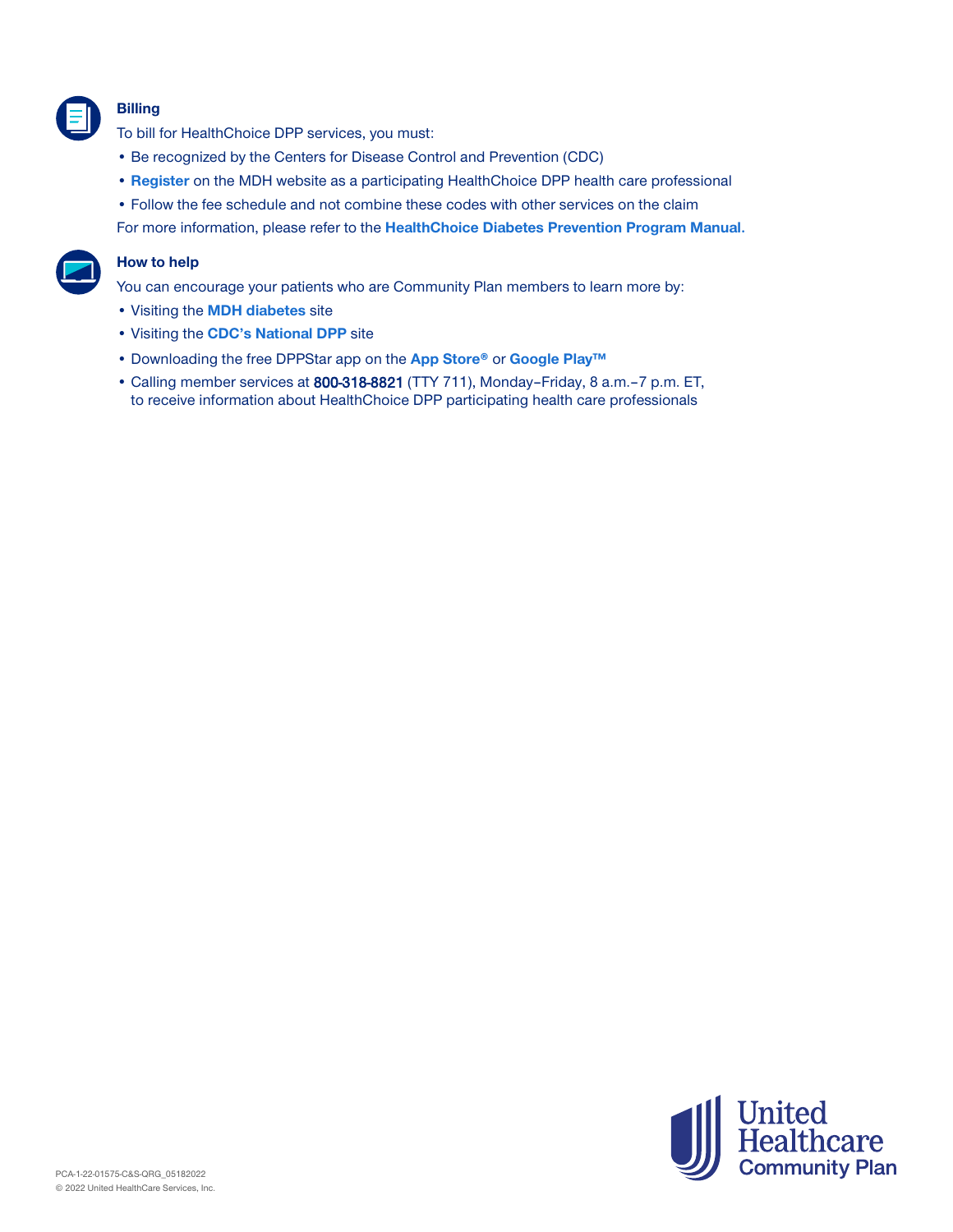### Billing

To bill for HealthChoice DPP services, you must:

- Be recognized by the Centers for Disease Control and Prevention (CDC)
- **Register** on the MDH website as a participating HealthChoice DPP health care professional
- Follow the fee schedule and not combine these codes with other services on the claim

For more information, please refer to the **HealthChoice Diabetes Prevention Program Manual.**

### How to help

You can encourage your patients who are Community Plan members to learn more by:

- Visiting the **MDH diabetes** site
- Visiting the **CDC's National DPP** site
- Downloading the free DPPStar app on the **App Store®** or **Google Play™**
- Calling member services at 800-318-8821 (TTY 711), Monday–Friday, 8 a.m.–7 p.m. ET, to receive information about HealthChoice DPP participating health care professionals

PCA-1-22-01575-C&S-QRG_05182022
© 2022 United HealthCare Services, Inc.

United Healthcare Community Plan